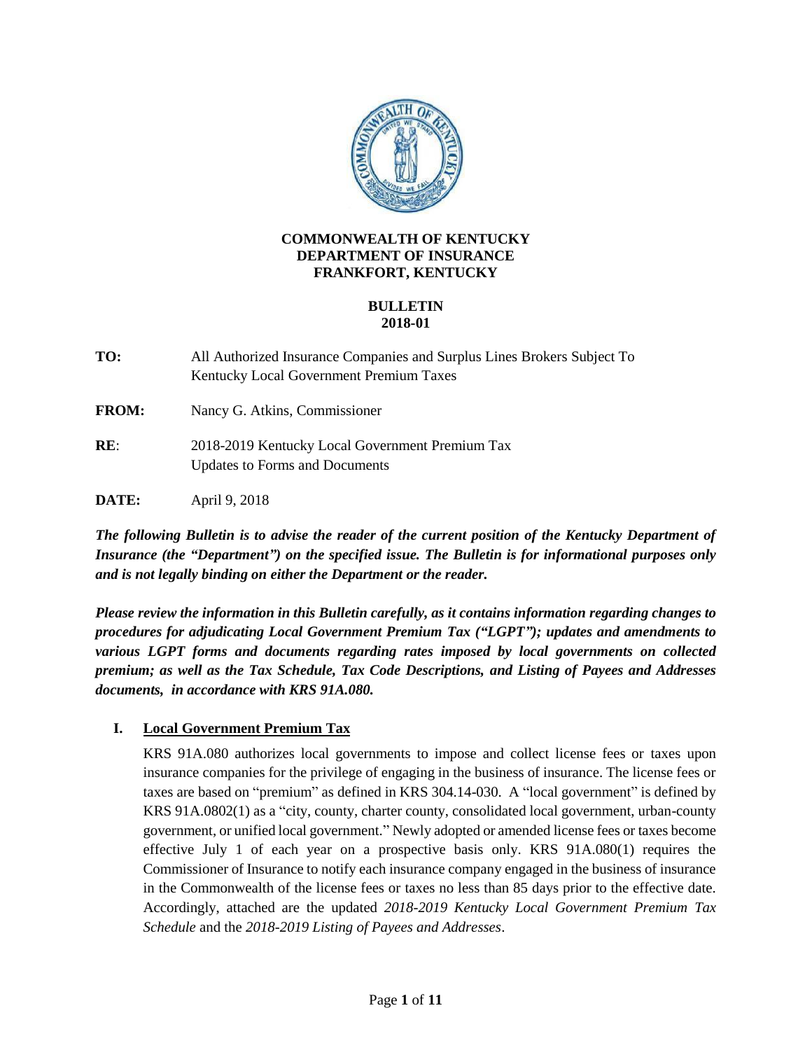**COMMONWEALTH OF KENTUCKY**
**DEPARTMENT OF INSURANCE**
**FRANKFORT, KENTUCKY**

**BULLETIN**
**2018-01**

**TO:** All Authorized Insurance Companies and Surplus Lines Brokers Subject To Kentucky Local Government Premium Taxes

**FROM:** Nancy G. Atkins, Commissioner

**RE**: 2018-2019 Kentucky Local Government Premium Tax Updates to Forms and Documents

**DATE:** April 9, 2018

***The following Bulletin is to advise the reader of the current position of the Kentucky Department of Insurance (the "Department") on the specified issue. The Bulletin is for informational purposes only and is not legally binding on either the Department or the reader.***

***Please review the information in this Bulletin carefully, as it contains information regarding changes to procedures for adjudicating Local Government Premium Tax ("LGPT"); updates and amendments to various LGPT forms and documents regarding rates imposed by local governments on collected premium; as well as the Tax Schedule, Tax Code Descriptions, and Listing of Payees and Addresses documents, in accordance with KRS 91A.080.***

## I. Local Government Premium Tax

KRS 91A.080 authorizes local governments to impose and collect license fees or taxes upon insurance companies for the privilege of engaging in the business of insurance. The license fees or taxes are based on "premium" as defined in KRS 304.14-030. A "local government" is defined by KRS 91A.0802(1) as a "city, county, charter county, consolidated local government, urban-county government, or unified local government." Newly adopted or amended license fees or taxes become effective July 1 of each year on a prospective basis only. KRS 91A.080(1) requires the Commissioner of Insurance to notify each insurance company engaged in the business of insurance in the Commonwealth of the license fees or taxes no less than 85 days prior to the effective date. Accordingly, attached are the updated *2018-2019 Kentucky Local Government Premium Tax Schedule* and the *2018-2019 Listing of Payees and Addresses*.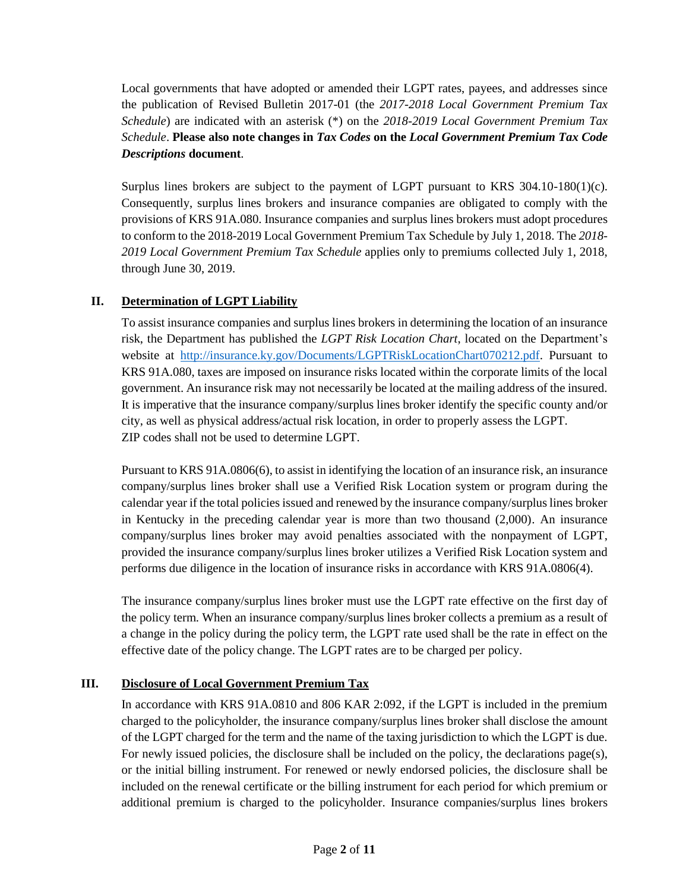Local governments that have adopted or amended their LGPT rates, payees, and addresses since the publication of Revised Bulletin 2017-01 (the *2017-2018 Local Government Premium Tax Schedule*) are indicated with an asterisk (*) on the *2018-2019 Local Government Premium Tax Schedule*. **Please also note changes in *Tax Codes* on the *Local Government Premium Tax Code Descriptions* document**.

Surplus lines brokers are subject to the payment of LGPT pursuant to KRS 304.10-180(1)(c). Consequently, surplus lines brokers and insurance companies are obligated to comply with the provisions of KRS 91A.080. Insurance companies and surplus lines brokers must adopt procedures to conform to the 2018-2019 Local Government Premium Tax Schedule by July 1, 2018. The *2018-2019 Local Government Premium Tax Schedule* applies only to premiums collected July 1, 2018, through June 30, 2019.

## II. Determination of LGPT Liability

To assist insurance companies and surplus lines brokers in determining the location of an insurance risk, the Department has published the *LGPT Risk Location Chart*, located on the Department's website at http://insurance.ky.gov/Documents/LGPTRiskLocationChart070212.pdf. Pursuant to KRS 91A.080, taxes are imposed on insurance risks located within the corporate limits of the local government. An insurance risk may not necessarily be located at the mailing address of the insured. It is imperative that the insurance company/surplus lines broker identify the specific county and/or city, as well as physical address/actual risk location, in order to properly assess the LGPT. ZIP codes shall not be used to determine LGPT.

Pursuant to KRS 91A.0806(6), to assist in identifying the location of an insurance risk, an insurance company/surplus lines broker shall use a Verified Risk Location system or program during the calendar year if the total policies issued and renewed by the insurance company/surplus lines broker in Kentucky in the preceding calendar year is more than two thousand (2,000). An insurance company/surplus lines broker may avoid penalties associated with the nonpayment of LGPT, provided the insurance company/surplus lines broker utilizes a Verified Risk Location system and performs due diligence in the location of insurance risks in accordance with KRS 91A.0806(4).

The insurance company/surplus lines broker must use the LGPT rate effective on the first day of the policy term. When an insurance company/surplus lines broker collects a premium as a result of a change in the policy during the policy term, the LGPT rate used shall be the rate in effect on the effective date of the policy change. The LGPT rates are to be charged per policy.

## III. Disclosure of Local Government Premium Tax

In accordance with KRS 91A.0810 and 806 KAR 2:092, if the LGPT is included in the premium charged to the policyholder, the insurance company/surplus lines broker shall disclose the amount of the LGPT charged for the term and the name of the taxing jurisdiction to which the LGPT is due. For newly issued policies, the disclosure shall be included on the policy, the declarations page(s), or the initial billing instrument. For renewed or newly endorsed policies, the disclosure shall be included on the renewal certificate or the billing instrument for each period for which premium or additional premium is charged to the policyholder. Insurance companies/surplus lines brokers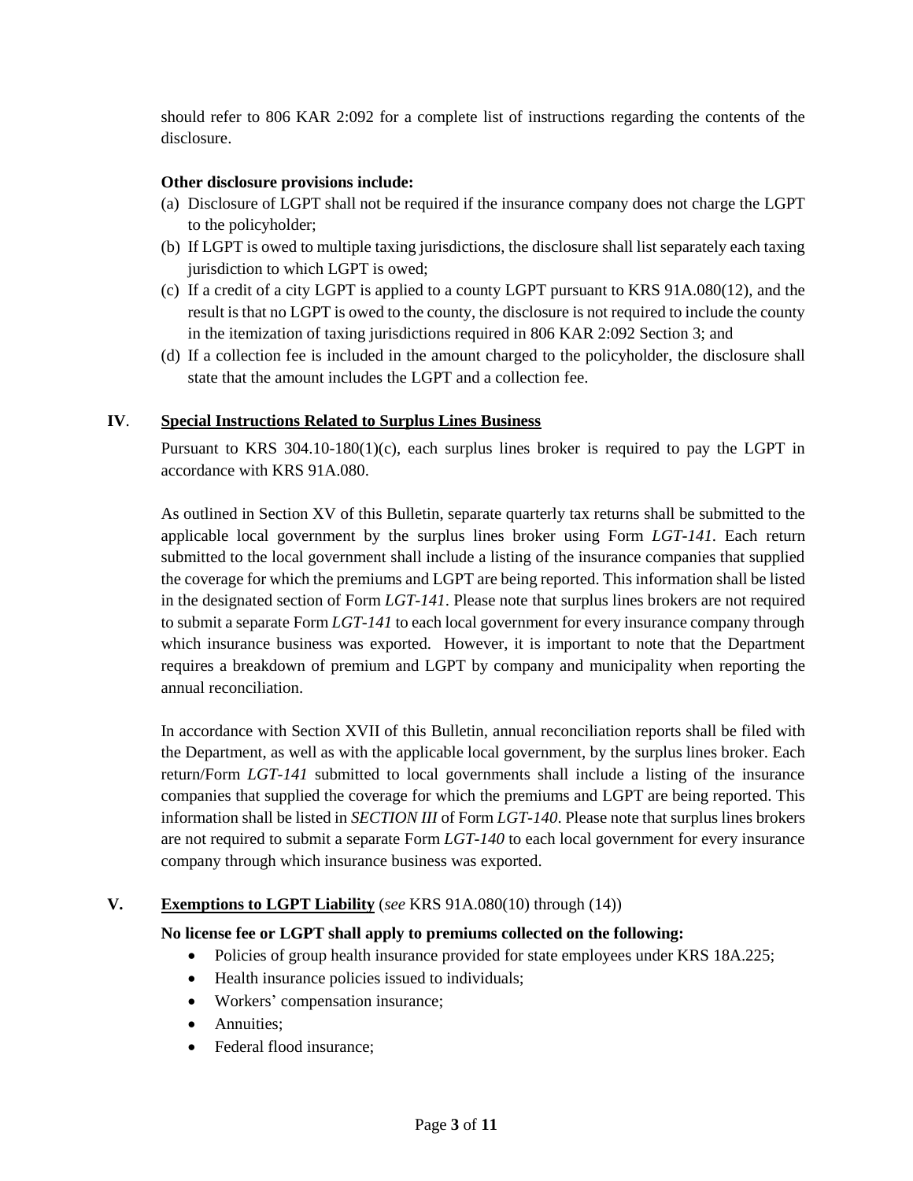should refer to 806 KAR 2:092 for a complete list of instructions regarding the contents of the disclosure.

**Other disclosure provisions include:**

(a) Disclosure of LGPT shall not be required if the insurance company does not charge the LGPT to the policyholder;
(b) If LGPT is owed to multiple taxing jurisdictions, the disclosure shall list separately each taxing jurisdiction to which LGPT is owed;
(c) If a credit of a city LGPT is applied to a county LGPT pursuant to KRS 91A.080(12), and the result is that no LGPT is owed to the county, the disclosure is not required to include the county in the itemization of taxing jurisdictions required in 806 KAR 2:092 Section 3; and
(d) If a collection fee is included in the amount charged to the policyholder, the disclosure shall state that the amount includes the LGPT and a collection fee.

## IV. Special Instructions Related to Surplus Lines Business

Pursuant to KRS 304.10-180(1)(c), each surplus lines broker is required to pay the LGPT in accordance with KRS 91A.080.

As outlined in Section XV of this Bulletin, separate quarterly tax returns shall be submitted to the applicable local government by the surplus lines broker using Form *LGT-141*. Each return submitted to the local government shall include a listing of the insurance companies that supplied the coverage for which the premiums and LGPT are being reported. This information shall be listed in the designated section of Form *LGT-141*. Please note that surplus lines brokers are not required to submit a separate Form *LGT-141* to each local government for every insurance company through which insurance business was exported. However, it is important to note that the Department requires a breakdown of premium and LGPT by company and municipality when reporting the annual reconciliation.

In accordance with Section XVII of this Bulletin, annual reconciliation reports shall be filed with the Department, as well as with the applicable local government, by the surplus lines broker. Each return/Form *LGT-141* submitted to local governments shall include a listing of the insurance companies that supplied the coverage for which the premiums and LGPT are being reported. This information shall be listed in *SECTION III* of Form *LGT-140*. Please note that surplus lines brokers are not required to submit a separate Form *LGT-140* to each local government for every insurance company through which insurance business was exported.

## V. Exemptions to LGPT Liability (*see* KRS 91A.080(10) through (14))

**No license fee or LGPT shall apply to premiums collected on the following:**

- Policies of group health insurance provided for state employees under KRS 18A.225;
- Health insurance policies issued to individuals;
- Workers' compensation insurance;
- Annuities;
- Federal flood insurance;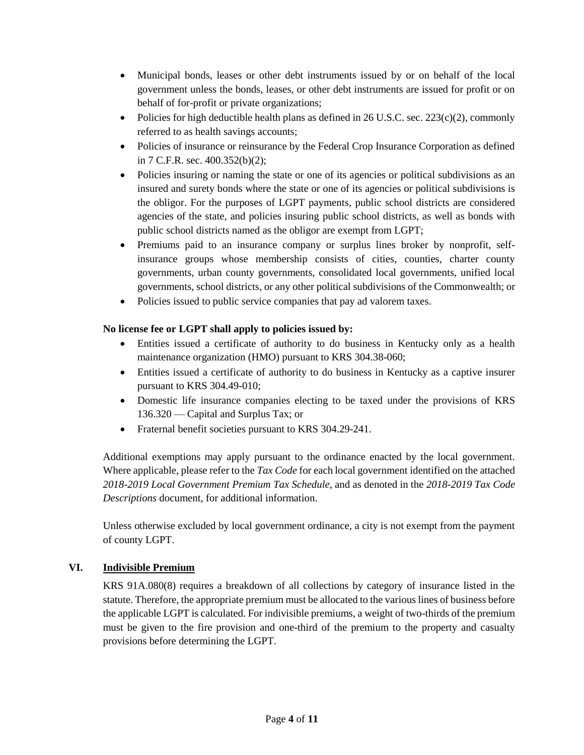- Municipal bonds, leases or other debt instruments issued by or on behalf of the local government unless the bonds, leases, or other debt instruments are issued for profit or on behalf of for-profit or private organizations;
- Policies for high deductible health plans as defined in 26 U.S.C. sec. 223(c)(2), commonly referred to as health savings accounts;
- Policies of insurance or reinsurance by the Federal Crop Insurance Corporation as defined in 7 C.F.R. sec. 400.352(b)(2);
- Policies insuring or naming the state or one of its agencies or political subdivisions as an insured and surety bonds where the state or one of its agencies or political subdivisions is the obligor. For the purposes of LGPT payments, public school districts are considered agencies of the state, and policies insuring public school districts, as well as bonds with public school districts named as the obligor are exempt from LGPT;
- Premiums paid to an insurance company or surplus lines broker by nonprofit, self-insurance groups whose membership consists of cities, counties, charter county governments, urban county governments, consolidated local governments, unified local governments, school districts, or any other political subdivisions of the Commonwealth; or
- Policies issued to public service companies that pay ad valorem taxes.

**No license fee or LGPT shall apply to policies issued by:**

- Entities issued a certificate of authority to do business in Kentucky only as a health maintenance organization (HMO) pursuant to KRS 304.38-060;
- Entities issued a certificate of authority to do business in Kentucky as a captive insurer pursuant to KRS 304.49-010;
- Domestic life insurance companies electing to be taxed under the provisions of KRS 136.320 — Capital and Surplus Tax; or
- Fraternal benefit societies pursuant to KRS 304.29-241.

Additional exemptions may apply pursuant to the ordinance enacted by the local government. Where applicable, please refer to the *Tax Code* for each local government identified on the attached *2018-2019 Local Government Premium Tax Schedule*, and as denoted in the *2018-2019 Tax Code Descriptions* document, for additional information.

Unless otherwise excluded by local government ordinance, a city is not exempt from the payment of county LGPT.

## VI. Indivisible Premium

KRS 91A.080(8) requires a breakdown of all collections by category of insurance listed in the statute. Therefore, the appropriate premium must be allocated to the various lines of business before the applicable LGPT is calculated. For indivisible premiums, a weight of two-thirds of the premium must be given to the fire provision and one-third of the premium to the property and casualty provisions before determining the LGPT.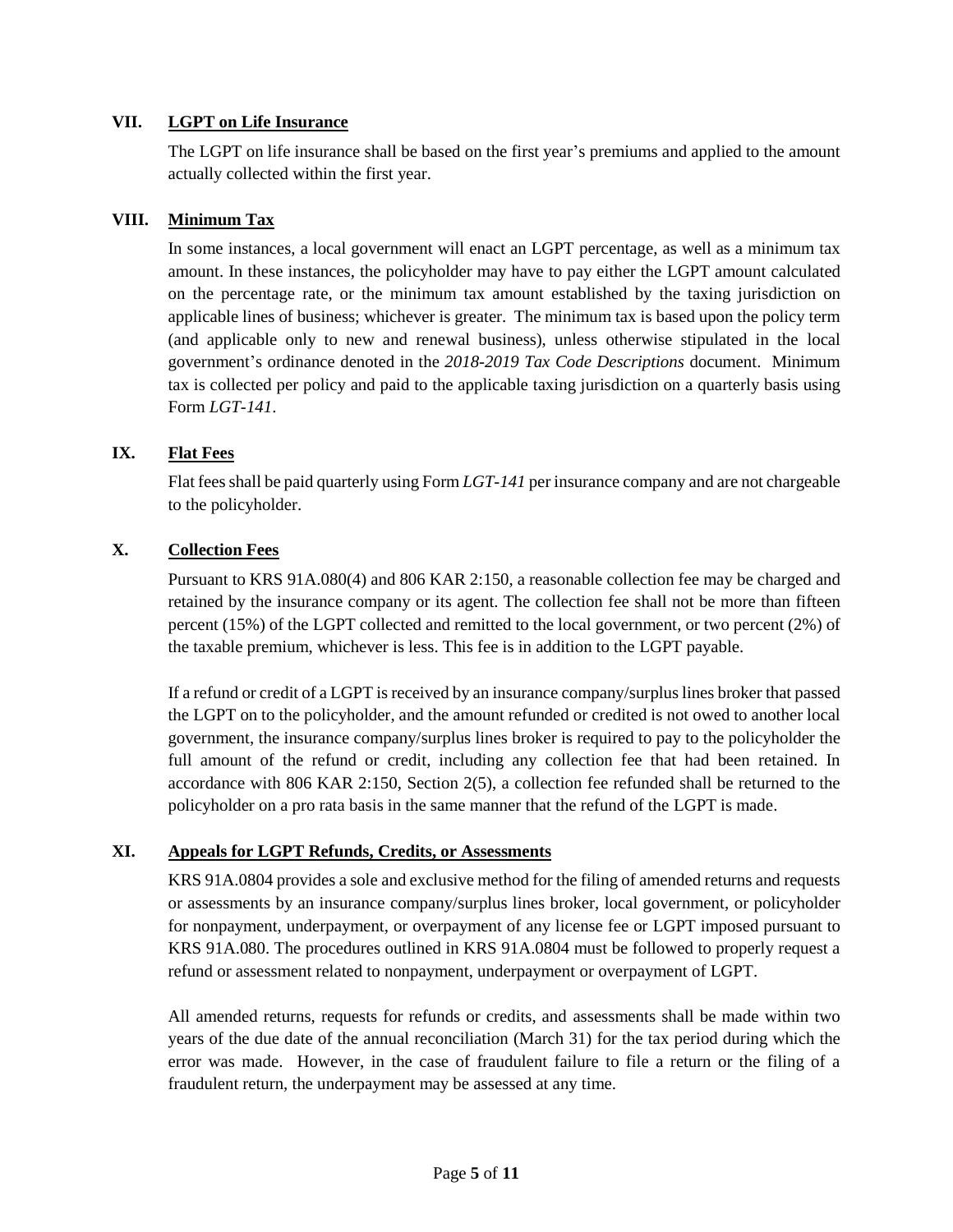## VII. LGPT on Life Insurance

The LGPT on life insurance shall be based on the first year's premiums and applied to the amount actually collected within the first year.

## VIII. Minimum Tax

In some instances, a local government will enact an LGPT percentage, as well as a minimum tax amount. In these instances, the policyholder may have to pay either the LGPT amount calculated on the percentage rate, or the minimum tax amount established by the taxing jurisdiction on applicable lines of business; whichever is greater. The minimum tax is based upon the policy term (and applicable only to new and renewal business), unless otherwise stipulated in the local government's ordinance denoted in the *2018-2019 Tax Code Descriptions* document. Minimum tax is collected per policy and paid to the applicable taxing jurisdiction on a quarterly basis using Form *LGT-141*.

## IX. Flat Fees

Flat fees shall be paid quarterly using Form *LGT-141* per insurance company and are not chargeable to the policyholder.

## X. Collection Fees

Pursuant to KRS 91A.080(4) and 806 KAR 2:150, a reasonable collection fee may be charged and retained by the insurance company or its agent. The collection fee shall not be more than fifteen percent (15%) of the LGPT collected and remitted to the local government, or two percent (2%) of the taxable premium, whichever is less. This fee is in addition to the LGPT payable.

If a refund or credit of a LGPT is received by an insurance company/surplus lines broker that passed the LGPT on to the policyholder, and the amount refunded or credited is not owed to another local government, the insurance company/surplus lines broker is required to pay to the policyholder the full amount of the refund or credit, including any collection fee that had been retained. In accordance with 806 KAR 2:150, Section 2(5), a collection fee refunded shall be returned to the policyholder on a pro rata basis in the same manner that the refund of the LGPT is made.

## XI. Appeals for LGPT Refunds, Credits, or Assessments

KRS 91A.0804 provides a sole and exclusive method for the filing of amended returns and requests or assessments by an insurance company/surplus lines broker, local government, or policyholder for nonpayment, underpayment, or overpayment of any license fee or LGPT imposed pursuant to KRS 91A.080. The procedures outlined in KRS 91A.0804 must be followed to properly request a refund or assessment related to nonpayment, underpayment or overpayment of LGPT.

All amended returns, requests for refunds or credits, and assessments shall be made within two years of the due date of the annual reconciliation (March 31) for the tax period during which the error was made. However, in the case of fraudulent failure to file a return or the filing of a fraudulent return, the underpayment may be assessed at any time.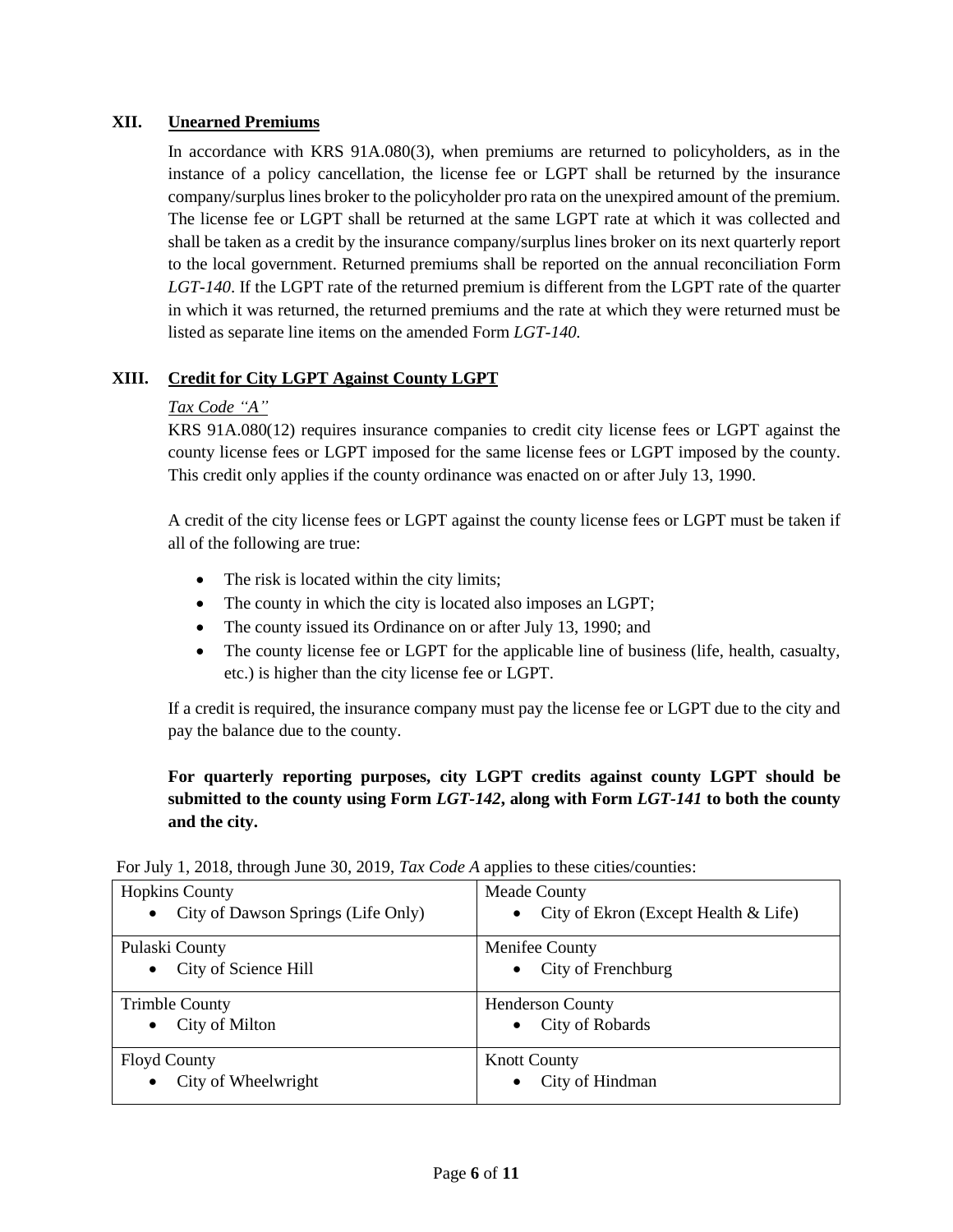## XII. Unearned Premiums

In accordance with KRS 91A.080(3), when premiums are returned to policyholders, as in the instance of a policy cancellation, the license fee or LGPT shall be returned by the insurance company/surplus lines broker to the policyholder pro rata on the unexpired amount of the premium. The license fee or LGPT shall be returned at the same LGPT rate at which it was collected and shall be taken as a credit by the insurance company/surplus lines broker on its next quarterly report to the local government. Returned premiums shall be reported on the annual reconciliation Form *LGT-140*. If the LGPT rate of the returned premium is different from the LGPT rate of the quarter in which it was returned, the returned premiums and the rate at which they were returned must be listed as separate line items on the amended Form *LGT-140.*

## XIII. Credit for City LGPT Against County LGPT

*Tax Code "A"*

KRS 91A.080(12) requires insurance companies to credit city license fees or LGPT against the county license fees or LGPT imposed for the same license fees or LGPT imposed by the county. This credit only applies if the county ordinance was enacted on or after July 13, 1990.

A credit of the city license fees or LGPT against the county license fees or LGPT must be taken if all of the following are true:

- The risk is located within the city limits;
- The county in which the city is located also imposes an LGPT;
- The county issued its Ordinance on or after July 13, 1990; and
- The county license fee or LGPT for the applicable line of business (life, health, casualty, etc.) is higher than the city license fee or LGPT.

If a credit is required, the insurance company must pay the license fee or LGPT due to the city and pay the balance due to the county.

**For quarterly reporting purposes, city LGPT credits against county LGPT should be submitted to the county using Form *LGT-142*, along with Form *LGT-141* to both the county and the city.**

For July 1, 2018, through June 30, 2019, *Tax Code A* applies to these cities/counties:

| | |
|---|---|
| Hopkins County<br>• City of Dawson Springs (Life Only) | Meade County<br>• City of Ekron (Except Health & Life) |
| Pulaski County<br>• City of Science Hill | Menifee County<br>• City of Frenchburg |
| Trimble County<br>• City of Milton | Henderson County<br>• City of Robards |
| Floyd County<br>• City of Wheelwright | Knott County<br>• City of Hindman |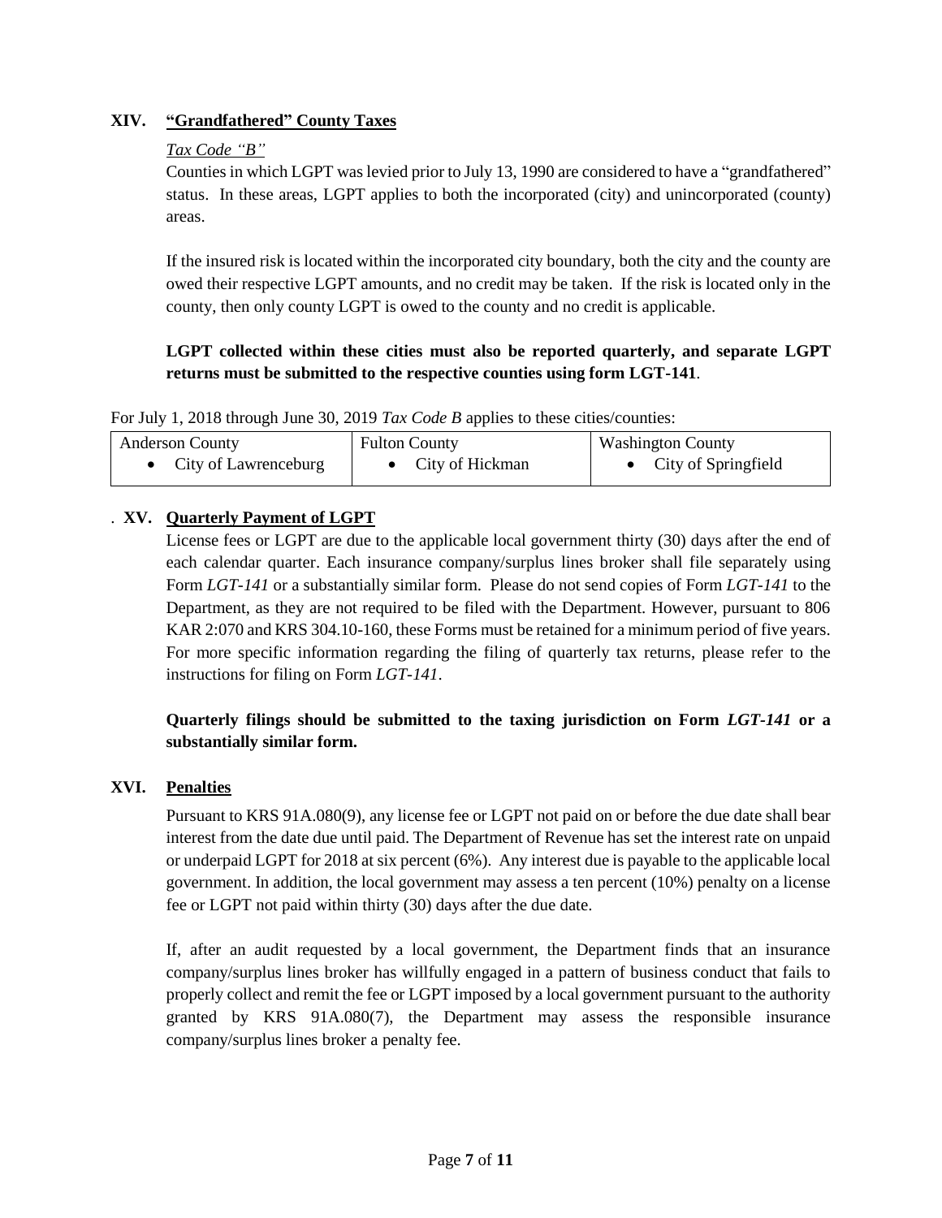## XIV. "Grandfathered" County Taxes

*Tax Code "B"*

Counties in which LGPT was levied prior to July 13, 1990 are considered to have a "grandfathered" status. In these areas, LGPT applies to both the incorporated (city) and unincorporated (county) areas.

If the insured risk is located within the incorporated city boundary, both the city and the county are owed their respective LGPT amounts, and no credit may be taken. If the risk is located only in the county, then only county LGPT is owed to the county and no credit is applicable.

**LGPT collected within these cities must also be reported quarterly, and separate LGPT returns must be submitted to the respective counties using form LGT-141**.

For July 1, 2018 through June 30, 2019 *Tax Code B* applies to these cities/counties:

| Anderson County | Fulton County | Washington County |
|---|---|---|
| • City of Lawrenceburg | • City of Hickman | • City of Springfield |

## XV. Quarterly Payment of LGPT

License fees or LGPT are due to the applicable local government thirty (30) days after the end of each calendar quarter. Each insurance company/surplus lines broker shall file separately using Form *LGT-141* or a substantially similar form. Please do not send copies of Form *LGT-141* to the Department, as they are not required to be filed with the Department. However, pursuant to 806 KAR 2:070 and KRS 304.10-160, these Forms must be retained for a minimum period of five years. For more specific information regarding the filing of quarterly tax returns, please refer to the instructions for filing on Form *LGT-141*.

**Quarterly filings should be submitted to the taxing jurisdiction on Form *LGT-141* or a substantially similar form.**

## XVI. Penalties

Pursuant to KRS 91A.080(9), any license fee or LGPT not paid on or before the due date shall bear interest from the date due until paid. The Department of Revenue has set the interest rate on unpaid or underpaid LGPT for 2018 at six percent (6%). Any interest due is payable to the applicable local government. In addition, the local government may assess a ten percent (10%) penalty on a license fee or LGPT not paid within thirty (30) days after the due date.

If, after an audit requested by a local government, the Department finds that an insurance company/surplus lines broker has willfully engaged in a pattern of business conduct that fails to properly collect and remit the fee or LGPT imposed by a local government pursuant to the authority granted by KRS 91A.080(7), the Department may assess the responsible insurance company/surplus lines broker a penalty fee.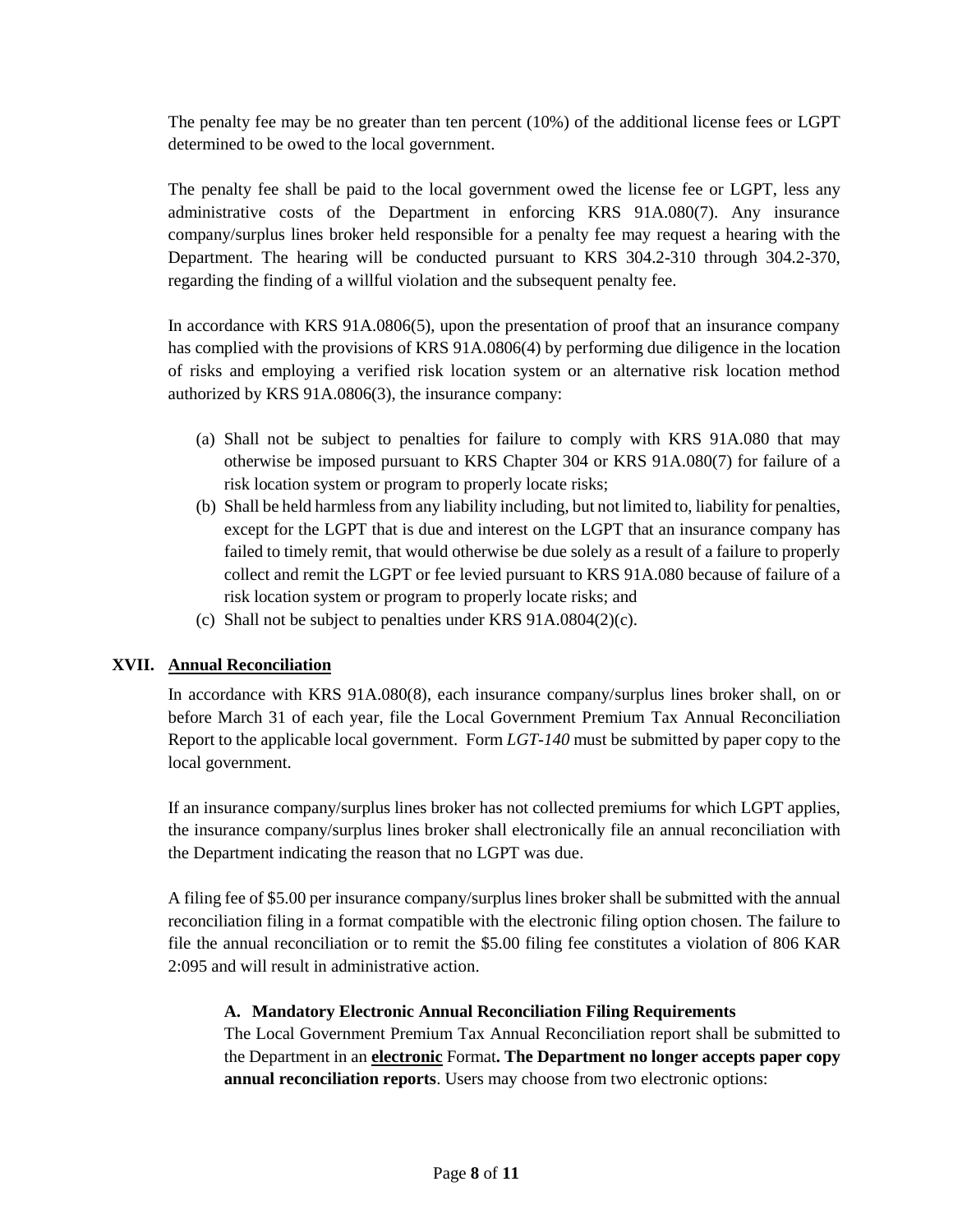The penalty fee may be no greater than ten percent (10%) of the additional license fees or LGPT determined to be owed to the local government.

The penalty fee shall be paid to the local government owed the license fee or LGPT, less any administrative costs of the Department in enforcing KRS 91A.080(7). Any insurance company/surplus lines broker held responsible for a penalty fee may request a hearing with the Department. The hearing will be conducted pursuant to KRS 304.2-310 through 304.2-370, regarding the finding of a willful violation and the subsequent penalty fee.

In accordance with KRS 91A.0806(5), upon the presentation of proof that an insurance company has complied with the provisions of KRS 91A.0806(4) by performing due diligence in the location of risks and employing a verified risk location system or an alternative risk location method authorized by KRS 91A.0806(3), the insurance company:

(a) Shall not be subject to penalties for failure to comply with KRS 91A.080 that may otherwise be imposed pursuant to KRS Chapter 304 or KRS 91A.080(7) for failure of a risk location system or program to properly locate risks;
(b) Shall be held harmless from any liability including, but not limited to, liability for penalties, except for the LGPT that is due and interest on the LGPT that an insurance company has failed to timely remit, that would otherwise be due solely as a result of a failure to properly collect and remit the LGPT or fee levied pursuant to KRS 91A.080 because of failure of a risk location system or program to properly locate risks; and
(c) Shall not be subject to penalties under KRS 91A.0804(2)(c).

## XVII. Annual Reconciliation

In accordance with KRS 91A.080(8), each insurance company/surplus lines broker shall, on or before March 31 of each year, file the Local Government Premium Tax Annual Reconciliation Report to the applicable local government. Form *LGT-140* must be submitted by paper copy to the local government.

If an insurance company/surplus lines broker has not collected premiums for which LGPT applies, the insurance company/surplus lines broker shall electronically file an annual reconciliation with the Department indicating the reason that no LGPT was due.

A filing fee of $5.00 per insurance company/surplus lines broker shall be submitted with the annual reconciliation filing in a format compatible with the electronic filing option chosen. The failure to file the annual reconciliation or to remit the $5.00 filing fee constitutes a violation of 806 KAR 2:095 and will result in administrative action.

### A. Mandatory Electronic Annual Reconciliation Filing Requirements

The Local Government Premium Tax Annual Reconciliation report shall be submitted to the Department in an **electronic** Format**. The Department no longer accepts paper copy annual reconciliation reports**. Users may choose from two electronic options: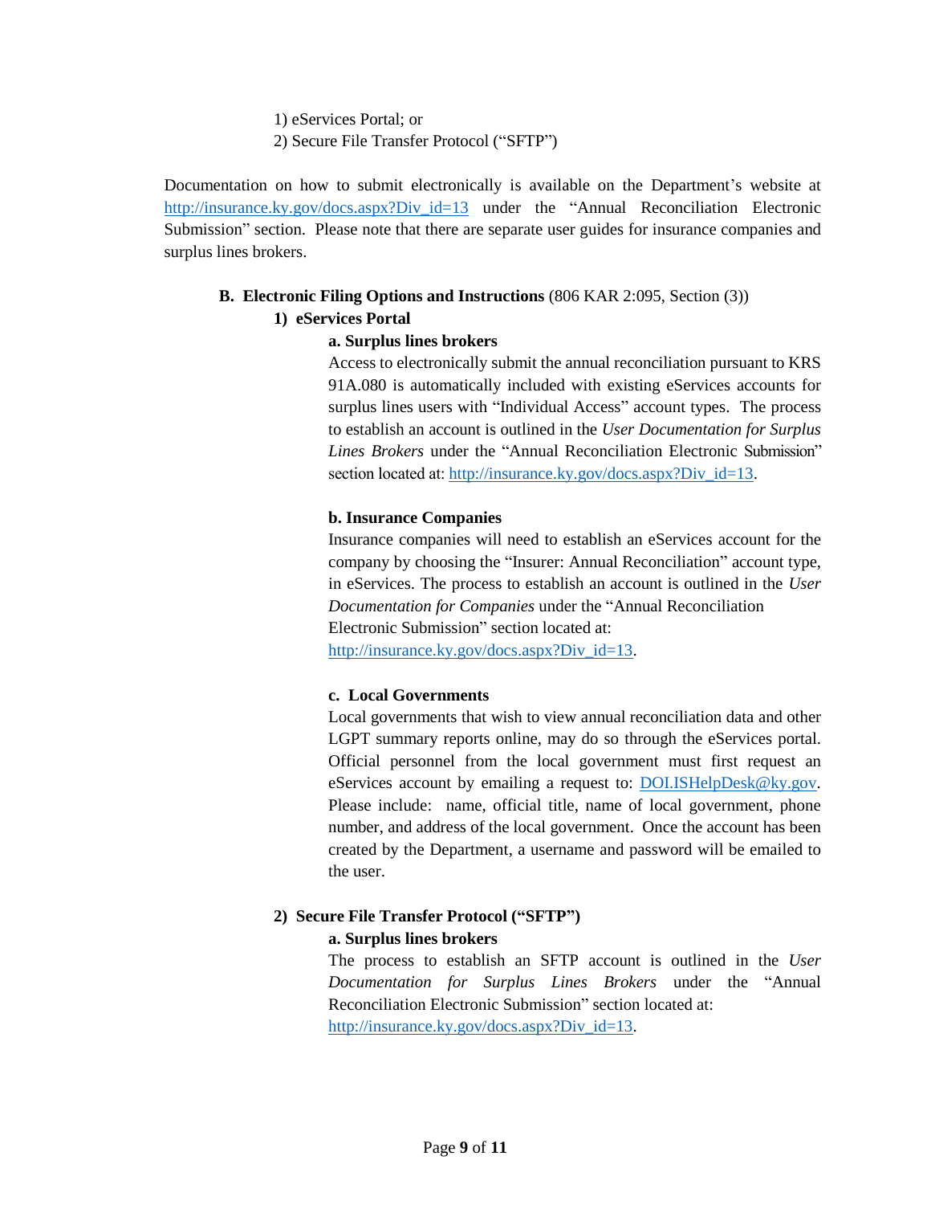1) eServices Portal; or
2) Secure File Transfer Protocol ("SFTP")

Documentation on how to submit electronically is available on the Department's website at http://insurance.ky.gov/docs.aspx?Div_id=13 under the "Annual Reconciliation Electronic Submission" section. Please note that there are separate user guides for insurance companies and surplus lines brokers.

**B. Electronic Filing Options and Instructions** (806 KAR 2:095, Section (3))

**1) eServices Portal**

**a. Surplus lines brokers**

Access to electronically submit the annual reconciliation pursuant to KRS 91A.080 is automatically included with existing eServices accounts for surplus lines users with "Individual Access" account types. The process to establish an account is outlined in the *User Documentation for Surplus Lines Brokers* under the "Annual Reconciliation Electronic Submission" section located at: http://insurance.ky.gov/docs.aspx?Div_id=13.

**b. Insurance Companies**

Insurance companies will need to establish an eServices account for the company by choosing the "Insurer: Annual Reconciliation" account type, in eServices. The process to establish an account is outlined in the *User Documentation for Companies* under the "Annual Reconciliation Electronic Submission" section located at: http://insurance.ky.gov/docs.aspx?Div_id=13.

**c. Local Governments**

Local governments that wish to view annual reconciliation data and other LGPT summary reports online, may do so through the eServices portal. Official personnel from the local government must first request an eServices account by emailing a request to: DOI.ISHelpDesk@ky.gov. Please include: name, official title, name of local government, phone number, and address of the local government. Once the account has been created by the Department, a username and password will be emailed to the user.

**2) Secure File Transfer Protocol ("SFTP")**

**a. Surplus lines brokers**

The process to establish an SFTP account is outlined in the *User Documentation for Surplus Lines Brokers* under the "Annual Reconciliation Electronic Submission" section located at: http://insurance.ky.gov/docs.aspx?Div_id=13.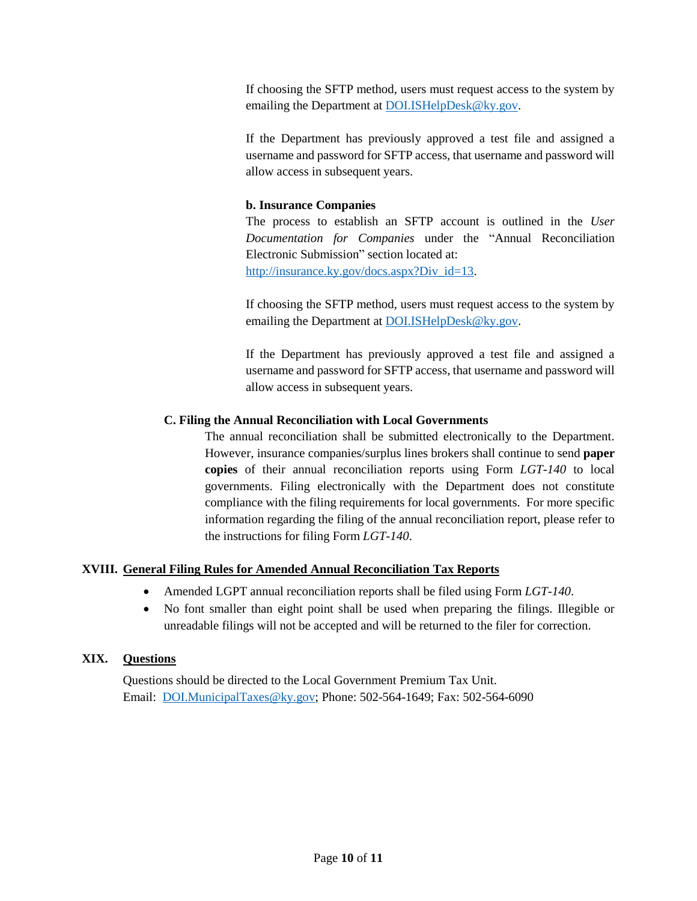If choosing the SFTP method, users must request access to the system by emailing the Department at DOI.ISHelpDesk@ky.gov.

If the Department has previously approved a test file and assigned a username and password for SFTP access, that username and password will allow access in subsequent years.

**b. Insurance Companies**

The process to establish an SFTP account is outlined in the *User Documentation for Companies* under the "Annual Reconciliation Electronic Submission" section located at: http://insurance.ky.gov/docs.aspx?Div_id=13.

If choosing the SFTP method, users must request access to the system by emailing the Department at DOI.ISHelpDesk@ky.gov.

If the Department has previously approved a test file and assigned a username and password for SFTP access, that username and password will allow access in subsequent years.

### C. Filing the Annual Reconciliation with Local Governments

The annual reconciliation shall be submitted electronically to the Department. However, insurance companies/surplus lines brokers shall continue to send **paper copies** of their annual reconciliation reports using Form *LGT-140* to local governments. Filing electronically with the Department does not constitute compliance with the filing requirements for local governments. For more specific information regarding the filing of the annual reconciliation report, please refer to the instructions for filing Form *LGT-140*.

## XVIII. General Filing Rules for Amended Annual Reconciliation Tax Reports

- Amended LGPT annual reconciliation reports shall be filed using Form *LGT-140*.
- No font smaller than eight point shall be used when preparing the filings. Illegible or unreadable filings will not be accepted and will be returned to the filer for correction.

## XIX. Questions

Questions should be directed to the Local Government Premium Tax Unit.
Email: DOI.MunicipalTaxes@ky.gov; Phone: 502-564-1649; Fax: 502-564-6090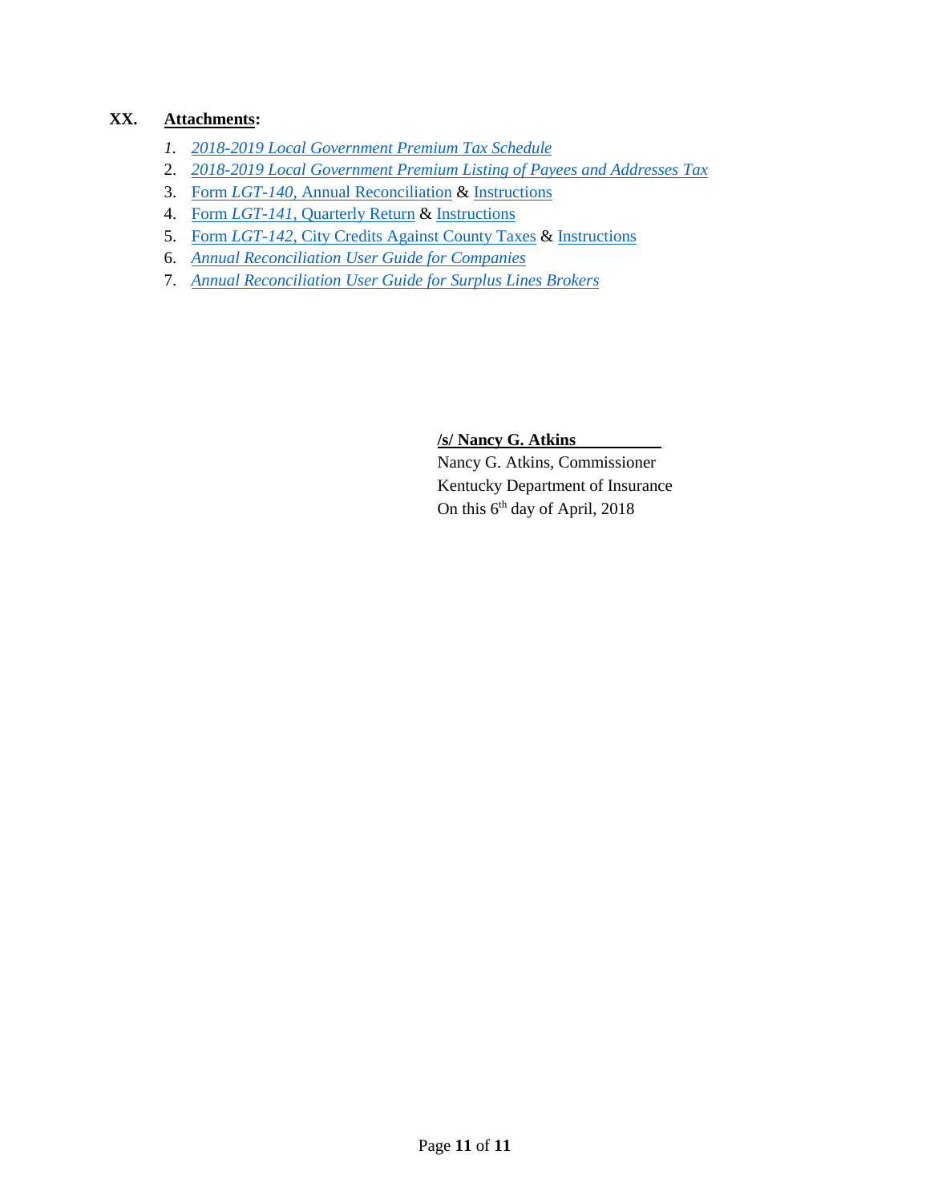## XX. **Attachments**:

1. *2018-2019 Local Government Premium Tax Schedule*
2. *2018-2019 Local Government Premium Listing of Payees and Addresses Tax*
3. Form *LGT-140,* Annual Reconciliation & Instructions
4. Form *LGT-141,* Quarterly Return & Instructions
5. Form *LGT-142,* City Credits Against County Taxes & Instructions
6. *Annual Reconciliation User Guide for Companies*
7. *Annual Reconciliation User Guide for Surplus Lines Brokers*

**/s/ Nancy G. Atkins**
Nancy G. Atkins, Commissioner
Kentucky Department of Insurance
On this 6th day of April, 2018